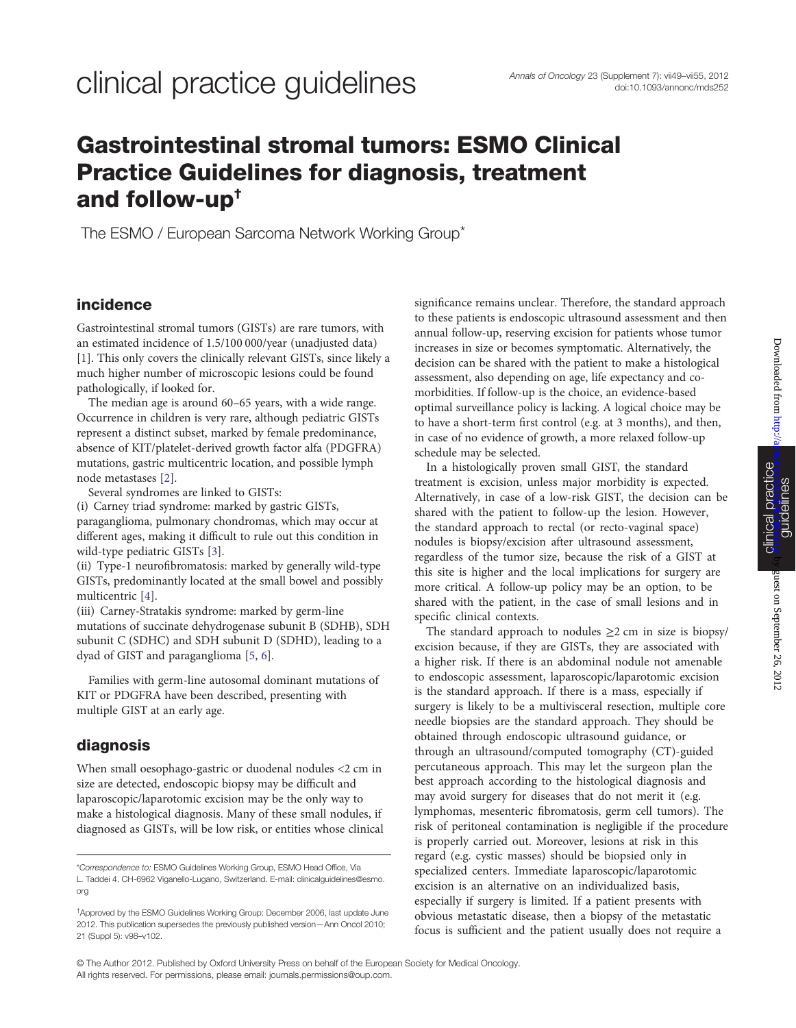# Gastrointestinal stromal tumors: ESMO Clinical Practice Guidelines for diagnosis, treatment and follow-up[†]

The ESMO / European Sarcoma Network Working Group[*]

## incidence

Gastrointestinal stromal tumors (GISTs) are rare tumors, with an estimated incidence of 1.5/100 000/year (unadjusted data) [1]. This only covers the clinically relevant GISTs, since likely a much higher number of microscopic lesions could be found pathologically, if looked for.

The median age is around 60–65 years, with a wide range. Occurrence in children is very rare, although pediatric GISTs represent a distinct subset, marked by female predominance, absence of KIT/platelet-derived growth factor alfa (PDGFRA) mutations, gastric multicentric location, and possible lymph node metastases [2].

Several syndromes are linked to GISTs:

(i) Carney triad syndrome: marked by gastric GISTs, paraganglioma, pulmonary chondromas, which may occur at different ages, making it difficult to rule out this condition in wild-type pediatric GISTs [3].

(ii) Type-1 neurofibromatosis: marked by generally wild-type GISTs, predominantly located at the small bowel and possibly multicentric [4].

(iii) Carney-Stratakis syndrome: marked by germ-line mutations of succinate dehydrogenase subunit B (SDHB), SDH subunit C (SDHC) and SDH subunit D (SDHD), leading to a dyad of GIST and paraganglioma [5, 6].

Families with germ-line autosomal dominant mutations of KIT or PDGFRA have been described, presenting with multiple GIST at an early age.

## diagnosis

When small oesophago-gastric or duodenal nodules <2 cm in size are detected, endoscopic biopsy may be difficult and laparoscopic/laparotomic excision may be the only way to make a histological diagnosis. Many of these small nodules, if diagnosed as GISTs, will be low risk, or entities whose clinical significance remains unclear. Therefore, the standard approach to these patients is endoscopic ultrasound assessment and then annual follow-up, reserving excision for patients whose tumor increases in size or becomes symptomatic. Alternatively, the decision can be shared with the patient to make a histological assessment, also depending on age, life expectancy and co-morbidities. If follow-up is the choice, an evidence-based optimal surveillance policy is lacking. A logical choice may be to have a short-term first control (e.g. at 3 months), and then, in case of no evidence of growth, a more relaxed follow-up schedule may be selected.

In a histologically proven small GIST, the standard treatment is excision, unless major morbidity is expected. Alternatively, in case of a low-risk GIST, the decision can be shared with the patient to follow-up the lesion. However, the standard approach to rectal (or recto-vaginal space) nodules is biopsy/excision after ultrasound assessment, regardless of the tumor size, because the risk of a GIST at this site is higher and the local implications for surgery are more critical. A follow-up policy may be an option, to be shared with the patient, in the case of small lesions and in specific clinical contexts.

The standard approach to nodules ≥2 cm in size is biopsy/excision because, if they are GISTs, they are associated with a higher risk. If there is an abdominal nodule not amenable to endoscopic assessment, laparoscopic/laparotomic excision is the standard approach. If there is a mass, especially if surgery is likely to be a multivisceral resection, multiple core needle biopsies are the standard approach. They should be obtained through endoscopic ultrasound guidance, or through an ultrasound/computed tomography (CT)-guided percutaneous approach. This may let the surgeon plan the best approach according to the histological diagnosis and may avoid surgery for diseases that do not merit it (e.g. lymphomas, mesenteric fibromatosis, germ cell tumors). The risk of peritoneal contamination is negligible if the procedure is properly carried out. Moreover, lesions at risk in this regard (e.g. cystic masses) should be biopsied only in specialized centers. Immediate laparoscopic/laparotomic excision is an alternative on an individualized basis, especially if surgery is limited. If a patient presents with obvious metastatic disease, then a biopsy of the metastatic focus is sufficient and the patient usually does not require a

---

[*]*Correspondence to:* ESMO Guidelines Working Group, ESMO Head Office, Via L. Taddei 4, CH-6962 Viganello-Lugano, Switzerland. E-mail: clinicalguidelines@esmo.org

[†]Approved by the ESMO Guidelines Working Group: December 2006, last update June 2012. This publication supersedes the previously published version—Ann Oncol 2010; 21 (Suppl 5): v98–v102.

© The Author 2012. Published by Oxford University Press on behalf of the European Society for Medical Oncology. All rights reserved. For permissions, please email: journals.permissions@oup.com.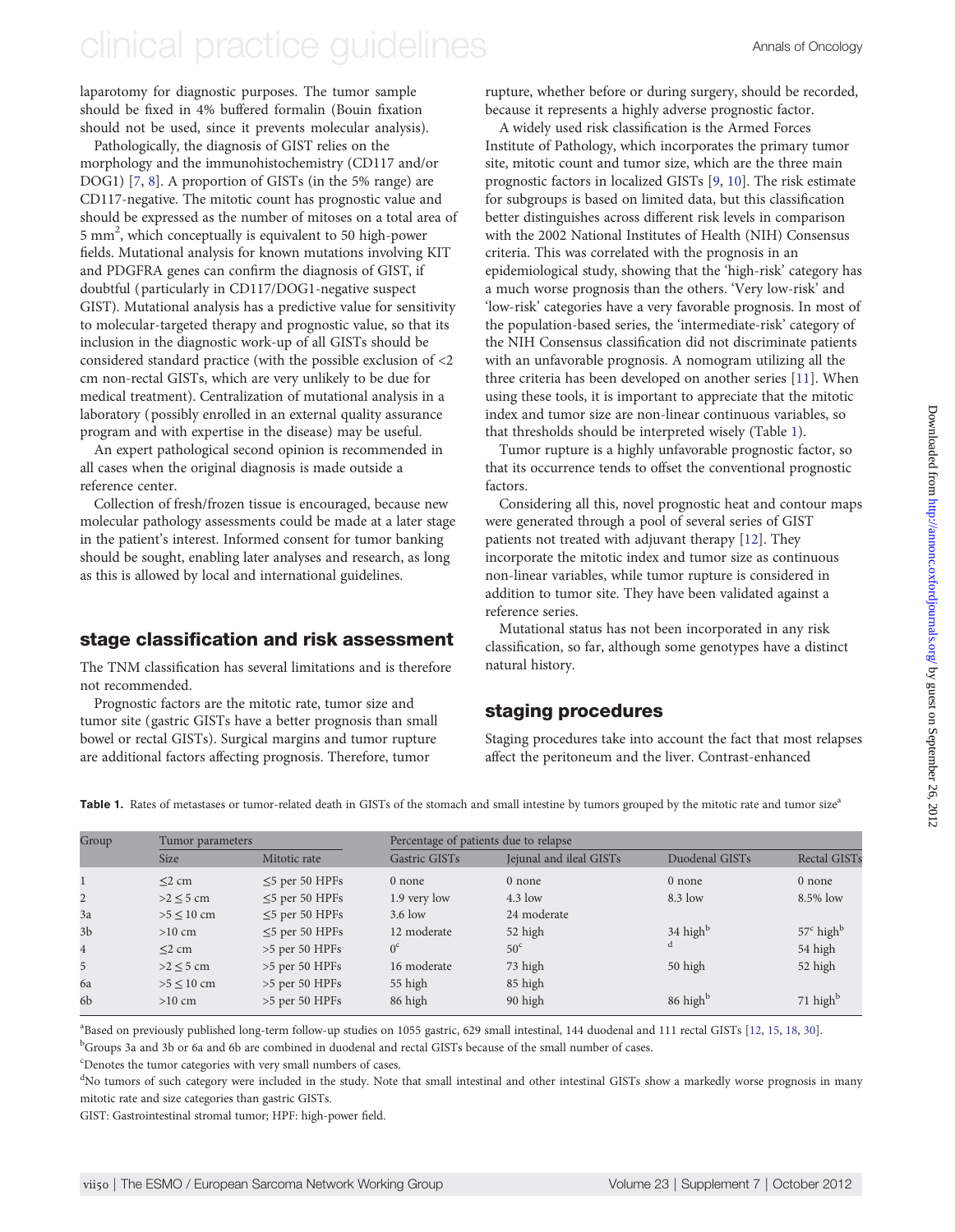laparotomy for diagnostic purposes. The tumor sample should be fixed in 4% buffered formalin (Bouin fixation should not be used, since it prevents molecular analysis).

Pathologically, the diagnosis of GIST relies on the morphology and the immunohistochemistry (CD117 and/or DOG1) [7, 8]. A proportion of GISTs (in the 5% range) are CD117-negative. The mitotic count has prognostic value and should be expressed as the number of mitoses on a total area of 5 mm$^2$, which conceptually is equivalent to 50 high-power fields. Mutational analysis for known mutations involving KIT and PDGFRA genes can confirm the diagnosis of GIST, if doubtful (particularly in CD117/DOG1-negative suspect GIST). Mutational analysis has a predictive value for sensitivity to molecular-targeted therapy and prognostic value, so that its inclusion in the diagnostic work-up of all GISTs should be considered standard practice (with the possible exclusion of <2 cm non-rectal GISTs, which are very unlikely to be due for medical treatment). Centralization of mutational analysis in a laboratory (possibly enrolled in an external quality assurance program and with expertise in the disease) may be useful.

An expert pathological second opinion is recommended in all cases when the original diagnosis is made outside a reference center.

Collection of fresh/frozen tissue is encouraged, because new molecular pathology assessments could be made at a later stage in the patient's interest. Informed consent for tumor banking should be sought, enabling later analyses and research, as long as this is allowed by local and international guidelines.

## stage classification and risk assessment

The TNM classification has several limitations and is therefore not recommended.

Prognostic factors are the mitotic rate, tumor size and tumor site (gastric GISTs have a better prognosis than small bowel or rectal GISTs). Surgical margins and tumor rupture are additional factors affecting prognosis. Therefore, tumor rupture, whether before or during surgery, should be recorded, because it represents a highly adverse prognostic factor.

A widely used risk classification is the Armed Forces Institute of Pathology, which incorporates the primary tumor site, mitotic count and tumor size, which are the three main prognostic factors in localized GISTs [9, 10]. The risk estimate for subgroups is based on limited data, but this classification better distinguishes across different risk levels in comparison with the 2002 National Institutes of Health (NIH) Consensus criteria. This was correlated with the prognosis in an epidemiological study, showing that the 'high-risk' category has a much worse prognosis than the others. 'Very low-risk' and 'low-risk' categories have a very favorable prognosis. In most of the population-based series, the 'intermediate-risk' category of the NIH Consensus classification did not discriminate patients with an unfavorable prognosis. A nomogram utilizing all the three criteria has been developed on another series [11]. When using these tools, it is important to appreciate that the mitotic index and tumor size are non-linear continuous variables, so that thresholds should be interpreted wisely (Table 1).

Tumor rupture is a highly unfavorable prognostic factor, so that its occurrence tends to offset the conventional prognostic factors.

Considering all this, novel prognostic heat and contour maps were generated through a pool of several series of GIST patients not treated with adjuvant therapy [12]. They incorporate the mitotic index and tumor size as continuous non-linear variables, while tumor rupture is considered in addition to tumor site. They have been validated against a reference series.

Mutational status has not been incorporated in any risk classification, so far, although some genotypes have a distinct natural history.

## staging procedures

Staging procedures take into account the fact that most relapses affect the peritoneum and the liver. Contrast-enhanced

**Table 1.** Rates of metastases or tumor-related death in GISTs of the stomach and small intestine by tumors grouped by the mitotic rate and tumor size[a]

| Group | Tumor parameters | | Percentage of patients due to relapse | | | |
|---|---|---|---|---|---|---|
| | Size | Mitotic rate | Gastric GISTs | Jejunal and ileal GISTs | Duodenal GISTs | Rectal GISTs |
| 1 | ≤2 cm | ≤5 per 50 HPFs | 0 none | 0 none | 0 none | 0 none |
| 2 | >2 ≤ 5 cm | ≤5 per 50 HPFs | 1.9 very low | 4.3 low | 8.3 low | 8.5% low |
| 3a | >5 ≤ 10 cm | ≤5 per 50 HPFs | 3.6 low | 24 moderate | | |
| 3b | >10 cm | ≤5 per 50 HPFs | 12 moderate | 52 high | 34 high[b] | 57[c] high[b] |
| 4 | ≤2 cm | >5 per 50 HPFs | 0[c] | 50[c] | [d] | 54 high |
| 5 | >2 ≤ 5 cm | >5 per 50 HPFs | 16 moderate | 73 high | 50 high | 52 high |
| 6a | >5 ≤ 10 cm | >5 per 50 HPFs | 55 high | 85 high | | |
| 6b | >10 cm | >5 per 50 HPFs | 86 high | 90 high | 86 high[b] | 71 high[b] |

[a]Based on previously published long-term follow-up studies on 1055 gastric, 629 small intestinal, 144 duodenal and 111 rectal GISTs [12, 15, 18, 30].

[b]Groups 3a and 3b or 6a and 6b are combined in duodenal and rectal GISTs because of the small number of cases.

[c]Denotes the tumor categories with very small numbers of cases.

[d]No tumors of such category were included in the study. Note that small intestinal and other intestinal GISTs show a markedly worse prognosis in many mitotic rate and size categories than gastric GISTs.

GIST: Gastrointestinal stromal tumor; HPF: high-power field.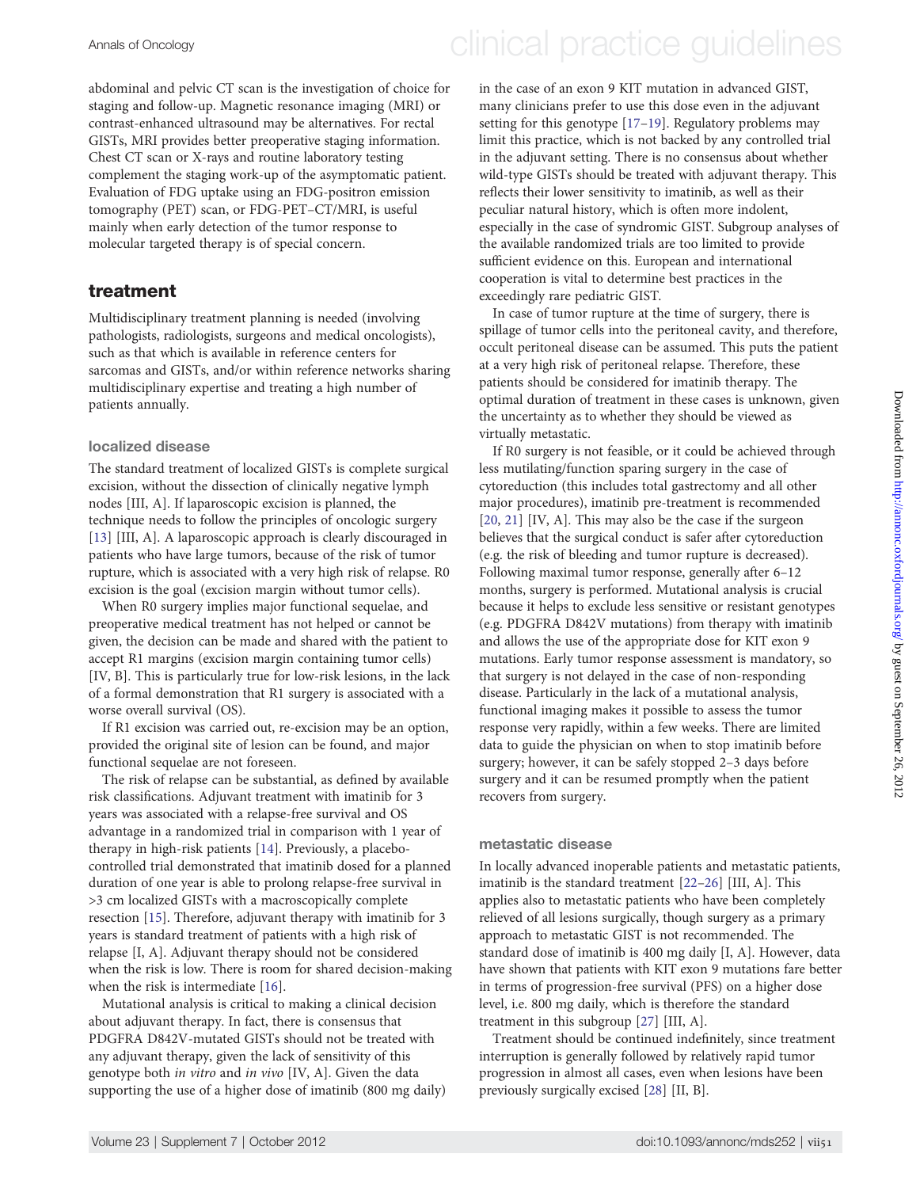abdominal and pelvic CT scan is the investigation of choice for staging and follow-up. Magnetic resonance imaging (MRI) or contrast-enhanced ultrasound may be alternatives. For rectal GISTs, MRI provides better preoperative staging information. Chest CT scan or X-rays and routine laboratory testing complement the staging work-up of the asymptomatic patient. Evaluation of FDG uptake using an FDG-positron emission tomography (PET) scan, or FDG-PET–CT/MRI, is useful mainly when early detection of the tumor response to molecular targeted therapy is of special concern.

## treatment

Multidisciplinary treatment planning is needed (involving pathologists, radiologists, surgeons and medical oncologists), such as that which is available in reference centers for sarcomas and GISTs, and/or within reference networks sharing multidisciplinary expertise and treating a high number of patients annually.

### localized disease

The standard treatment of localized GISTs is complete surgical excision, without the dissection of clinically negative lymph nodes [III, A]. If laparoscopic excision is planned, the technique needs to follow the principles of oncologic surgery [13] [III, A]. A laparoscopic approach is clearly discouraged in patients who have large tumors, because of the risk of tumor rupture, which is associated with a very high risk of relapse. R0 excision is the goal (excision margin without tumor cells).

When R0 surgery implies major functional sequelae, and preoperative medical treatment has not helped or cannot be given, the decision can be made and shared with the patient to accept R1 margins (excision margin containing tumor cells) [IV, B]. This is particularly true for low-risk lesions, in the lack of a formal demonstration that R1 surgery is associated with a worse overall survival (OS).

If R1 excision was carried out, re-excision may be an option, provided the original site of lesion can be found, and major functional sequelae are not foreseen.

The risk of relapse can be substantial, as defined by available risk classifications. Adjuvant treatment with imatinib for 3 years was associated with a relapse-free survival and OS advantage in a randomized trial in comparison with 1 year of therapy in high-risk patients [14]. Previously, a placebo-controlled trial demonstrated that imatinib dosed for a planned duration of one year is able to prolong relapse-free survival in >3 cm localized GISTs with a macroscopically complete resection [15]. Therefore, adjuvant therapy with imatinib for 3 years is standard treatment of patients with a high risk of relapse [I, A]. Adjuvant therapy should not be considered when the risk is low. There is room for shared decision-making when the risk is intermediate [16].

Mutational analysis is critical to making a clinical decision about adjuvant therapy. In fact, there is consensus that PDGFRA D842V-mutated GISTs should not be treated with any adjuvant therapy, given the lack of sensitivity of this genotype both *in vitro* and *in vivo* [IV, A]. Given the data supporting the use of a higher dose of imatinib (800 mg daily) in the case of an exon 9 KIT mutation in advanced GIST, many clinicians prefer to use this dose even in the adjuvant setting for this genotype [17–19]. Regulatory problems may limit this practice, which is not backed by any controlled trial in the adjuvant setting. There is no consensus about whether wild-type GISTs should be treated with adjuvant therapy. This reflects their lower sensitivity to imatinib, as well as their peculiar natural history, which is often more indolent, especially in the case of syndromic GIST. Subgroup analyses of the available randomized trials are too limited to provide sufficient evidence on this. European and international cooperation is vital to determine best practices in the exceedingly rare pediatric GIST.

In case of tumor rupture at the time of surgery, there is spillage of tumor cells into the peritoneal cavity, and therefore, occult peritoneal disease can be assumed. This puts the patient at a very high risk of peritoneal relapse. Therefore, these patients should be considered for imatinib therapy. The optimal duration of treatment in these cases is unknown, given the uncertainty as to whether they should be viewed as virtually metastatic.

If R0 surgery is not feasible, or it could be achieved through less mutilating/function sparing surgery in the case of cytoreduction (this includes total gastrectomy and all other major procedures), imatinib pre-treatment is recommended [20, 21] [IV, A]. This may also be the case if the surgeon believes that the surgical conduct is safer after cytoreduction (e.g. the risk of bleeding and tumor rupture is decreased). Following maximal tumor response, generally after 6–12 months, surgery is performed. Mutational analysis is crucial because it helps to exclude less sensitive or resistant genotypes (e.g. PDGFRA D842V mutations) from therapy with imatinib and allows the use of the appropriate dose for KIT exon 9 mutations. Early tumor response assessment is mandatory, so that surgery is not delayed in the case of non-responding disease. Particularly in the lack of a mutational analysis, functional imaging makes it possible to assess the tumor response very rapidly, within a few weeks. There are limited data to guide the physician on when to stop imatinib before surgery; however, it can be safely stopped 2–3 days before surgery and it can be resumed promptly when the patient recovers from surgery.

### metastatic disease

In locally advanced inoperable patients and metastatic patients, imatinib is the standard treatment [22–26] [III, A]. This applies also to metastatic patients who have been completely relieved of all lesions surgically, though surgery as a primary approach to metastatic GIST is not recommended. The standard dose of imatinib is 400 mg daily [I, A]. However, data have shown that patients with KIT exon 9 mutations fare better in terms of progression-free survival (PFS) on a higher dose level, i.e. 800 mg daily, which is therefore the standard treatment in this subgroup [27] [III, A].

Treatment should be continued indefinitely, since treatment interruption is generally followed by relatively rapid tumor progression in almost all cases, even when lesions have been previously surgically excised [28] [II, B].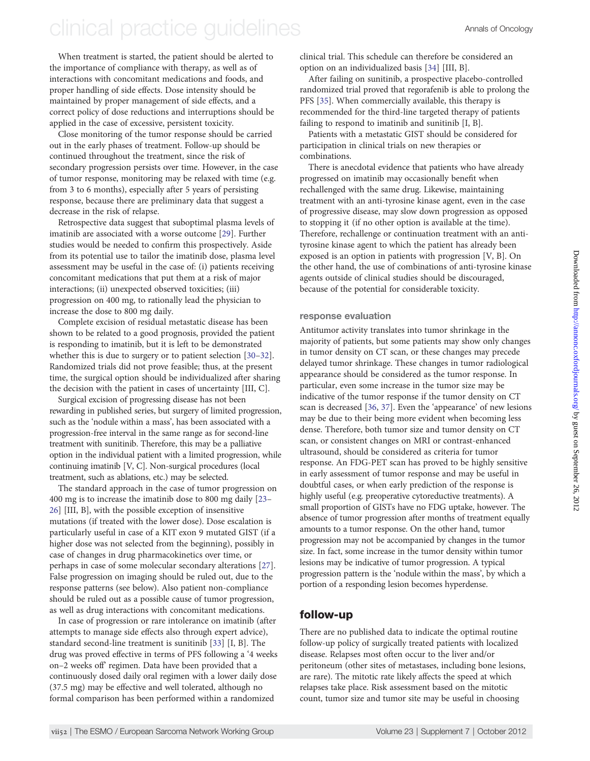When treatment is started, the patient should be alerted to the importance of compliance with therapy, as well as of interactions with concomitant medications and foods, and proper handling of side effects. Dose intensity should be maintained by proper management of side effects, and a correct policy of dose reductions and interruptions should be applied in the case of excessive, persistent toxicity.

Close monitoring of the tumor response should be carried out in the early phases of treatment. Follow-up should be continued throughout the treatment, since the risk of secondary progression persists over time. However, in the case of tumor response, monitoring may be relaxed with time (e.g. from 3 to 6 months), especially after 5 years of persisting response, because there are preliminary data that suggest a decrease in the risk of relapse.

Retrospective data suggest that suboptimal plasma levels of imatinib are associated with a worse outcome [29]. Further studies would be needed to confirm this prospectively. Aside from its potential use to tailor the imatinib dose, plasma level assessment may be useful in the case of: (i) patients receiving concomitant medications that put them at a risk of major interactions; (ii) unexpected observed toxicities; (iii) progression on 400 mg, to rationally lead the physician to increase the dose to 800 mg daily.

Complete excision of residual metastatic disease has been shown to be related to a good prognosis, provided the patient is responding to imatinib, but it is left to be demonstrated whether this is due to surgery or to patient selection [30–32]. Randomized trials did not prove feasible; thus, at the present time, the surgical option should be individualized after sharing the decision with the patient in cases of uncertainty [III, C].

Surgical excision of progressing disease has not been rewarding in published series, but surgery of limited progression, such as the 'nodule within a mass', has been associated with a progression-free interval in the same range as for second-line treatment with sunitinib. Therefore, this may be a palliative option in the individual patient with a limited progression, while continuing imatinib [V, C]. Non-surgical procedures (local treatment, such as ablations, etc.) may be selected.

The standard approach in the case of tumor progression on 400 mg is to increase the imatinib dose to 800 mg daily [23–26] [III, B], with the possible exception of insensitive mutations (if treated with the lower dose). Dose escalation is particularly useful in case of a KIT exon 9 mutated GIST (if a higher dose was not selected from the beginning), possibly in case of changes in drug pharmacokinetics over time, or perhaps in case of some molecular secondary alterations [27]. False progression on imaging should be ruled out, due to the response patterns (see below). Also patient non-compliance should be ruled out as a possible cause of tumor progression, as well as drug interactions with concomitant medications.

In case of progression or rare intolerance on imatinib (after attempts to manage side effects also through expert advice), standard second-line treatment is sunitinib [33] [I, B]. The drug was proved effective in terms of PFS following a '4 weeks on–2 weeks off' regimen. Data have been provided that a continuously dosed daily oral regimen with a lower daily dose (37.5 mg) may be effective and well tolerated, although no formal comparison has been performed within a randomized clinical trial. This schedule can therefore be considered an option on an individualized basis [34] [III, B].

After failing on sunitinib, a prospective placebo-controlled randomized trial proved that regorafenib is able to prolong the PFS [35]. When commercially available, this therapy is recommended for the third-line targeted therapy of patients failing to respond to imatinib and sunitinib [I, B].

Patients with a metastatic GIST should be considered for participation in clinical trials on new therapies or combinations.

There is anecdotal evidence that patients who have already progressed on imatinib may occasionally benefit when rechallenged with the same drug. Likewise, maintaining treatment with an anti-tyrosine kinase agent, even in the case of progressive disease, may slow down progression as opposed to stopping it (if no other option is available at the time). Therefore, rechallenge or continuation treatment with an anti-tyrosine kinase agent to which the patient has already been exposed is an option in patients with progression [V, B]. On the other hand, the use of combinations of anti-tyrosine kinase agents outside of clinical studies should be discouraged, because of the potential for considerable toxicity.

### response evaluation

Antitumor activity translates into tumor shrinkage in the majority of patients, but some patients may show only changes in tumor density on CT scan, or these changes may precede delayed tumor shrinkage. These changes in tumor radiological appearance should be considered as the tumor response. In particular, even some increase in the tumor size may be indicative of the tumor response if the tumor density on CT scan is decreased [36, 37]. Even the 'appearance' of new lesions may be due to their being more evident when becoming less dense. Therefore, both tumor size and tumor density on CT scan, or consistent changes on MRI or contrast-enhanced ultrasound, should be considered as criteria for tumor response. An FDG-PET scan has proved to be highly sensitive in early assessment of tumor response and may be useful in doubtful cases, or when early prediction of the response is highly useful (e.g. preoperative cytoreductive treatments). A small proportion of GISTs have no FDG uptake, however. The absence of tumor progression after months of treatment equally amounts to a tumor response. On the other hand, tumor progression may not be accompanied by changes in the tumor size. In fact, some increase in the tumor density within tumor lesions may be indicative of tumor progression. A typical progression pattern is the 'nodule within the mass', by which a portion of a responding lesion becomes hyperdense.

## follow-up

There are no published data to indicate the optimal routine follow-up policy of surgically treated patients with localized disease. Relapses most often occur to the liver and/or peritoneum (other sites of metastases, including bone lesions, are rare). The mitotic rate likely affects the speed at which relapses take place. Risk assessment based on the mitotic count, tumor size and tumor site may be useful in choosing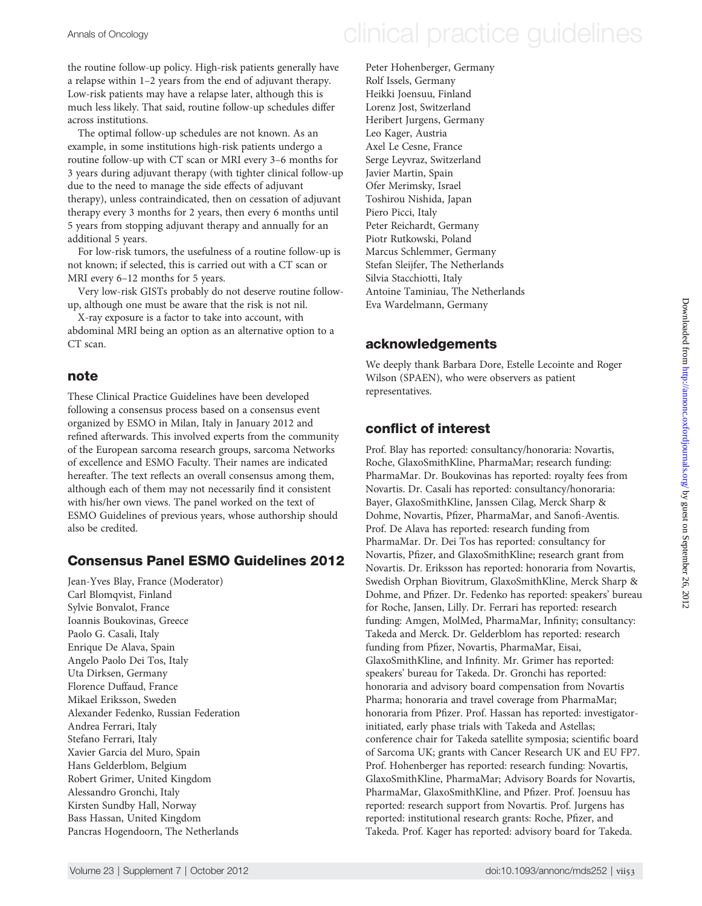the routine follow-up policy. High-risk patients generally have a relapse within 1–2 years from the end of adjuvant therapy. Low-risk patients may have a relapse later, although this is much less likely. That said, routine follow-up schedules differ across institutions.

The optimal follow-up schedules are not known. As an example, in some institutions high-risk patients undergo a routine follow-up with CT scan or MRI every 3–6 months for 3 years during adjuvant therapy (with tighter clinical follow-up due to the need to manage the side effects of adjuvant therapy), unless contraindicated, then on cessation of adjuvant therapy every 3 months for 2 years, then every 6 months until 5 years from stopping adjuvant therapy and annually for an additional 5 years.

For low-risk tumors, the usefulness of a routine follow-up is not known; if selected, this is carried out with a CT scan or MRI every 6–12 months for 5 years.

Very low-risk GISTs probably do not deserve routine follow-up, although one must be aware that the risk is not nil.

X-ray exposure is a factor to take into account, with abdominal MRI being an option as an alternative option to a CT scan.

## note

These Clinical Practice Guidelines have been developed following a consensus process based on a consensus event organized by ESMO in Milan, Italy in January 2012 and refined afterwards. This involved experts from the community of the European sarcoma research groups, sarcoma Networks of excellence and ESMO Faculty. Their names are indicated hereafter. The text reflects an overall consensus among them, although each of them may not necessarily find it consistent with his/her own views. The panel worked on the text of ESMO Guidelines of previous years, whose authorship should also be credited.

## Consensus Panel ESMO Guidelines 2012

Jean-Yves Blay, France (Moderator)
Carl Blomqvist, Finland
Sylvie Bonvalot, France
Ioannis Boukovinas, Greece
Paolo G. Casali, Italy
Enrique De Alava, Spain
Angelo Paolo Dei Tos, Italy
Uta Dirksen, Germany
Florence Duffaud, France
Mikael Eriksson, Sweden
Alexander Fedenko, Russian Federation
Andrea Ferrari, Italy
Stefano Ferrari, Italy
Xavier Garcia del Muro, Spain
Hans Gelderblom, Belgium
Robert Grimer, United Kingdom
Alessandro Gronchi, Italy
Kirsten Sundby Hall, Norway
Bass Hassan, United Kingdom
Pancras Hogendoorn, The Netherlands
Peter Hohenberger, Germany
Rolf Issels, Germany
Heikki Joensuu, Finland
Lorenz Jost, Switzerland
Heribert Jurgens, Germany
Leo Kager, Austria
Axel Le Cesne, France
Serge Leyvraz, Switzerland
Javier Martin, Spain
Ofer Merimsky, Israel
Toshirou Nishida, Japan
Piero Picci, Italy
Peter Reichardt, Germany
Piotr Rutkowski, Poland
Marcus Schlemmer, Germany
Stefan Sleijfer, The Netherlands
Silvia Stacchiotti, Italy
Antoine Taminiau, The Netherlands
Eva Wardelmann, Germany

## acknowledgements

We deeply thank Barbara Dore, Estelle Lecointe and Roger Wilson (SPAEN), who were observers as patient representatives.

## conflict of interest

Prof. Blay has reported: consultancy/honoraria: Novartis, Roche, GlaxoSmithKline, PharmaMar; research funding: PharmaMar. Dr. Boukovinas has reported: royalty fees from Novartis. Dr. Casali has reported: consultancy/honoraria: Bayer, GlaxoSmithKline, Janssen Cilag, Merck Sharp & Dohme, Novartis, Pfizer, PharmaMar, and Sanofi-Aventis. Prof. De Alava has reported: research funding from PharmaMar. Dr. Dei Tos has reported: consultancy for Novartis, Pfizer, and GlaxoSmithKline; research grant from Novartis. Dr. Eriksson has reported: honoraria from Novartis, Swedish Orphan Biovitrum, GlaxoSmithKline, Merck Sharp & Dohme, and Pfizer. Dr. Fedenko has reported: speakers' bureau for Roche, Jansen, Lilly. Dr. Ferrari has reported: research funding: Amgen, MolMed, PharmaMar, Infinity; consultancy: Takeda and Merck. Dr. Gelderblom has reported: research funding from Pfizer, Novartis, PharmaMar, Eisai, GlaxoSmithKline, and Infinity. Mr. Grimer has reported: speakers' bureau for Takeda. Dr. Gronchi has reported: honoraria and advisory board compensation from Novartis Pharma; honoraria and travel coverage from PharmaMar; honoraria from Pfizer. Prof. Hassan has reported: investigator-initiated, early phase trials with Takeda and Astellas; conference chair for Takeda satellite symposia; scientific board of Sarcoma UK; grants with Cancer Research UK and EU FP7. Prof. Hohenberger has reported: research funding: Novartis, GlaxoSmithKline, PharmaMar; Advisory Boards for Novartis, PharmaMar, GlaxoSmithKline, and Pfizer. Prof. Joensuu has reported: research support from Novartis. Prof. Jurgens has reported: institutional research grants: Roche, Pfizer, and Takeda. Prof. Kager has reported: advisory board for Takeda.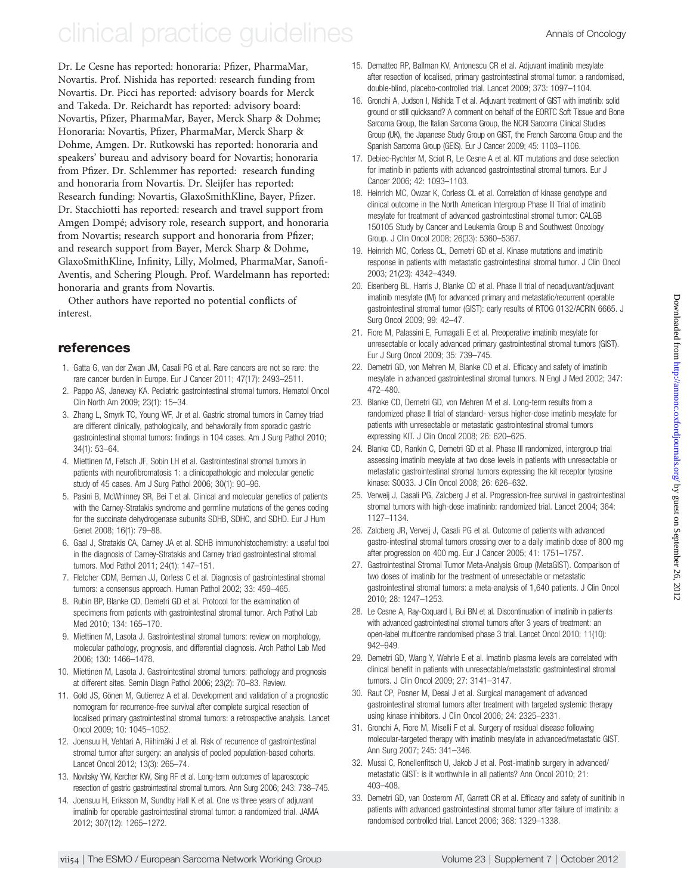Dr. Le Cesne has reported: honoraria: Pfizer, PharmaMar, Novartis. Prof. Nishida has reported: research funding from Novartis. Dr. Picci has reported: advisory boards for Merck and Takeda. Dr. Reichardt has reported: advisory board: Novartis, Pfizer, PharmaMar, Bayer, Merck Sharp & Dohme; Honoraria: Novartis, Pfizer, PharmaMar, Merck Sharp & Dohme, Amgen. Dr. Rutkowski has reported: honoraria and speakers' bureau and advisory board for Novartis; honoraria from Pfizer. Dr. Schlemmer has reported: research funding and honoraria from Novartis. Dr. Sleijfer has reported: Research funding: Novartis, GlaxoSmithKline, Bayer, Pfizer. Dr. Stacchiotti has reported: research and travel support from Amgen Dompé; advisory role, research support, and honoraria from Novartis; research support and honoraria from Pfizer; and research support from Bayer, Merck Sharp & Dohme, GlaxoSmithKline, Infinity, Lilly, Molmed, PharmaMar, Sanofi-Aventis, and Schering Plough. Prof. Wardelmann has reported: honoraria and grants from Novartis.

Other authors have reported no potential conflicts of interest.

## references

1. Gatta G, van der Zwan JM, Casali PG et al. Rare cancers are not so rare: the rare cancer burden in Europe. Eur J Cancer 2011; 47(17): 2493–2511.
2. Pappo AS, Janeway KA. Pediatric gastrointestinal stromal tumors. Hematol Oncol Clin North Am 2009; 23(1): 15–34.
3. Zhang L, Smyrk TC, Young WF, Jr et al. Gastric stromal tumors in Carney triad are different clinically, pathologically, and behaviorally from sporadic gastric gastrointestinal stromal tumors: findings in 104 cases. Am J Surg Pathol 2010; 34(1): 53–64.
4. Miettinen M, Fetsch JF, Sobin LH et al. Gastrointestinal stromal tumors in patients with neurofibromatosis 1: a clinicopathologic and molecular genetic study of 45 cases. Am J Surg Pathol 2006; 30(1): 90–96.
5. Pasini B, McWhinney SR, Bei T et al. Clinical and molecular genetics of patients with the Carney-Stratakis syndrome and germline mutations of the genes coding for the succinate dehydrogenase subunits SDHB, SDHC, and SDHD. Eur J Hum Genet 2008; 16(1): 79–88.
6. Gaal J, Stratakis CA, Carney JA et al. SDHB immunohistochemistry: a useful tool in the diagnosis of Carney-Stratakis and Carney triad gastrointestinal stromal tumors. Mod Pathol 2011; 24(1): 147–151.
7. Fletcher CDM, Berman JJ, Corless C et al. Diagnosis of gastrointestinal stromal tumors: a consensus approach. Human Pathol 2002; 33: 459–465.
8. Rubin BP, Blanke CD, Demetri GD et al. Protocol for the examination of specimens from patients with gastrointestinal stromal tumor. Arch Pathol Lab Med 2010; 134: 165–170.
9. Miettinen M, Lasota J. Gastrointestinal stromal tumors: review on morphology, molecular pathology, prognosis, and differential diagnosis. Arch Pathol Lab Med 2006; 130: 1466–1478.
10. Miettinen M, Lasota J. Gastrointestinal stromal tumors: pathology and prognosis at different sites. Semin Diagn Pathol 2006; 23(2): 70–83. Review.
11. Gold JS, Gönen M, Gutierrez A et al. Development and validation of a prognostic nomogram for recurrence-free survival after complete surgical resection of localised primary gastrointestinal stromal tumors: a retrospective analysis. Lancet Oncol 2009; 10: 1045–1052.
12. Joensuu H, Vehtari A, Riihimäki J et al. Risk of recurrence of gastrointestinal stromal tumor after surgery: an analysis of pooled population-based cohorts. Lancet Oncol 2012; 13(3): 265–74.
13. Novitsky YW, Kercher KW, Sing RF et al. Long-term outcomes of laparoscopic resection of gastric gastrointestinal stromal tumors. Ann Surg 2006; 243: 738–745.
14. Joensuu H, Eriksson M, Sundby Hall K et al. One vs three years of adjuvant imatinib for operable gastrointestinal stromal tumor: a randomized trial. JAMA 2012; 307(12): 1265–1272.
15. Dematteo RP, Ballman KV, Antonescu CR et al. Adjuvant imatinib mesylate after resection of localised, primary gastrointestinal stromal tumor: a randomised, double-blind, placebo-controlled trial. Lancet 2009; 373: 1097–1104.
16. Gronchi A, Judson I, Nishida T et al. Adjuvant treatment of GIST with imatinib: solid ground or still quicksand? A comment on behalf of the EORTC Soft Tissue and Bone Sarcoma Group, the Italian Sarcoma Group, the NCRI Sarcoma Clinical Studies Group (UK), the Japanese Study Group on GIST, the French Sarcoma Group and the Spanish Sarcoma Group (GEIS). Eur J Cancer 2009; 45: 1103–1106.
17. Debiec-Rychter M, Sciot R, Le Cesne A et al. KIT mutations and dose selection for imatinib in patients with advanced gastrointestinal stromal tumors. Eur J Cancer 2006; 42: 1093–1103.
18. Heinrich MC, Owzar K, Corless CL et al. Correlation of kinase genotype and clinical outcome in the North American Intergroup Phase III Trial of imatinib mesylate for treatment of advanced gastrointestinal stromal tumor: CALGB 150105 Study by Cancer and Leukemia Group B and Southwest Oncology Group. J Clin Oncol 2008; 26(33): 5360–5367.
19. Heinrich MC, Corless CL, Demetri GD et al. Kinase mutations and imatinib response in patients with metastatic gastrointestinal stromal tumor. J Clin Oncol 2003; 21(23): 4342–4349.
20. Eisenberg BL, Harris J, Blanke CD et al. Phase II trial of neoadjuvant/adjuvant imatinib mesylate (IM) for advanced primary and metastatic/recurrent operable gastrointestinal stromal tumor (GIST): early results of RTOG 0132/ACRIN 6665. J Surg Oncol 2009; 99: 42–47.
21. Fiore M, Palassini E, Fumagalli E et al. Preoperative imatinib mesylate for unresectable or locally advanced primary gastrointestinal stromal tumors (GIST). Eur J Surg Oncol 2009; 35: 739–745.
22. Demetri GD, von Mehren M, Blanke CD et al. Efficacy and safety of imatinib mesylate in advanced gastrointestinal stromal tumors. N Engl J Med 2002; 347: 472–480.
23. Blanke CD, Demetri GD, von Mehren M et al. Long-term results from a randomized phase II trial of standard- versus higher-dose imatinib mesylate for patients with unresectable or metastatic gastrointestinal stromal tumors expressing KIT. J Clin Oncol 2008; 26: 620–625.
24. Blanke CD, Rankin C, Demetri GD et al. Phase III randomized, intergroup trial assessing imatinib mesylate at two dose levels in patients with unresectable or metastatic gastrointestinal stromal tumors expressing the kit receptor tyrosine kinase: S0033. J Clin Oncol 2008; 26: 626–632.
25. Verweij J, Casali PG, Zalcberg J et al. Progression-free survival in gastrointestinal stromal tumors with high-dose imatininb: randomized trial. Lancet 2004; 364: 1127–1134.
26. Zalcberg JR, Verweij J, Casali PG et al. Outcome of patients with advanced gastro-intestinal stromal tumors crossing over to a daily imatinib dose of 800 mg after progression on 400 mg. Eur J Cancer 2005; 41: 1751–1757.
27. Gastrointestinal Stromal Tumor Meta-Analysis Group (MetaGIST). Comparison of two doses of imatinib for the treatment of unresectable or metastatic gastrointestinal stromal tumors: a meta-analysis of 1,640 patients. J Clin Oncol 2010; 28: 1247–1253.
28. Le Cesne A, Ray-Coquard I, Bui BN et al. Discontinuation of imatinib in patients with advanced gastrointestinal stromal tumors after 3 years of treatment: an open-label multicentre randomised phase 3 trial. Lancet Oncol 2010; 11(10): 942–949.
29. Demetri GD, Wang Y, Wehrle E et al. Imatinib plasma levels are correlated with clinical benefit in patients with unresectable/metastatic gastrointestinal stromal tumors. J Clin Oncol 2009; 27: 3141–3147.
30. Raut CP, Posner M, Desai J et al. Surgical management of advanced gastrointestinal stromal tumors after treatment with targeted systemic therapy using kinase inhibitors. J Clin Oncol 2006; 24: 2325–2331.
31. Gronchi A, Fiore M, Miselli F et al. Surgery of residual disease following molecular-targeted therapy with imatinib mesylate in advanced/metastatic GIST. Ann Surg 2007; 245: 341–346.
32. Mussi C, Ronellenfitsch U, Jakob J et al. Post-imatinib surgery in advanced/metastatic GIST: is it worthwhile in all patients? Ann Oncol 2010; 21: 403–408.
33. Demetri GD, van Oosterom AT, Garrett CR et al. Efficacy and safety of sunitinib in patients with advanced gastrointestinal stromal tumor after failure of imatinib: a randomised controlled trial. Lancet 2006; 368: 1329–1338.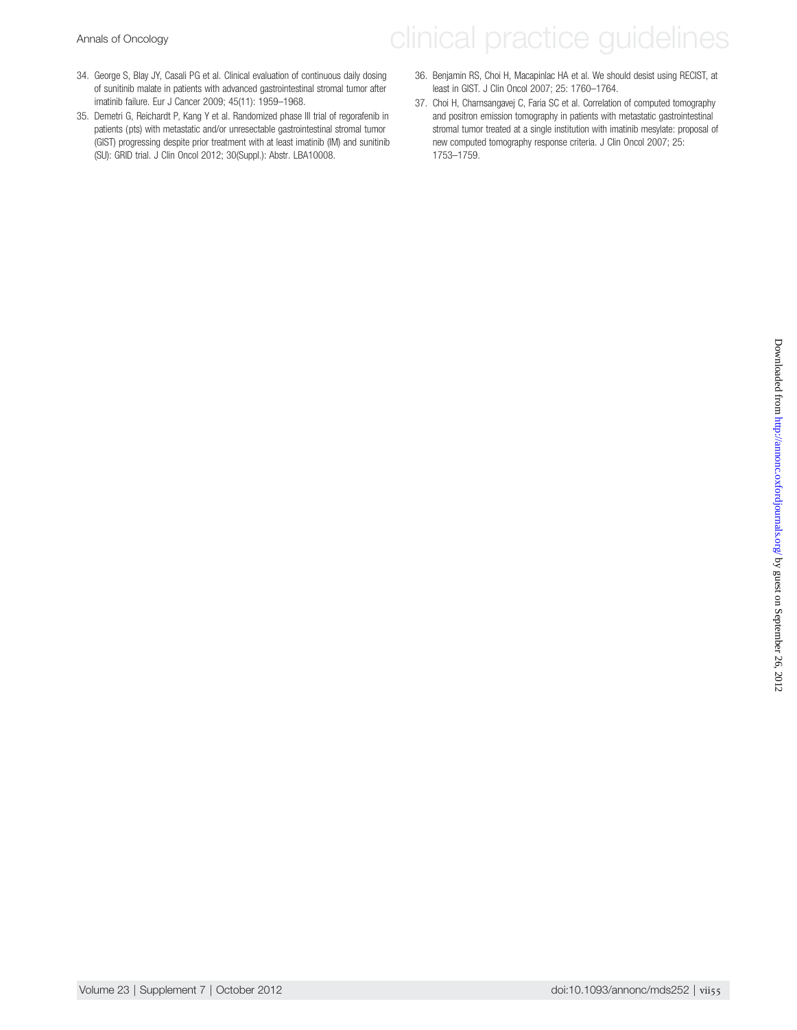34. George S, Blay JY, Casali PG et al. Clinical evaluation of continuous daily dosing of sunitinib malate in patients with advanced gastrointestinal stromal tumor after imatinib failure. Eur J Cancer 2009; 45(11): 1959–1968.
35. Demetri G, Reichardt P, Kang Y et al. Randomized phase III trial of regorafenib in patients (pts) with metastatic and/or unresectable gastrointestinal stromal tumor (GIST) progressing despite prior treatment with at least imatinib (IM) and sunitinib (SU): GRID trial. J Clin Oncol 2012; 30(Suppl.): Abstr. LBA10008.
36. Benjamin RS, Choi H, Macapinlac HA et al. We should desist using RECIST, at least in GIST. J Clin Oncol 2007; 25: 1760–1764.
37. Choi H, Charnsangavej C, Faria SC et al. Correlation of computed tomography and positron emission tomography in patients with metastatic gastrointestinal stromal tumor treated at a single institution with imatinib mesylate: proposal of new computed tomography response criteria. J Clin Oncol 2007; 25: 1753–1759.